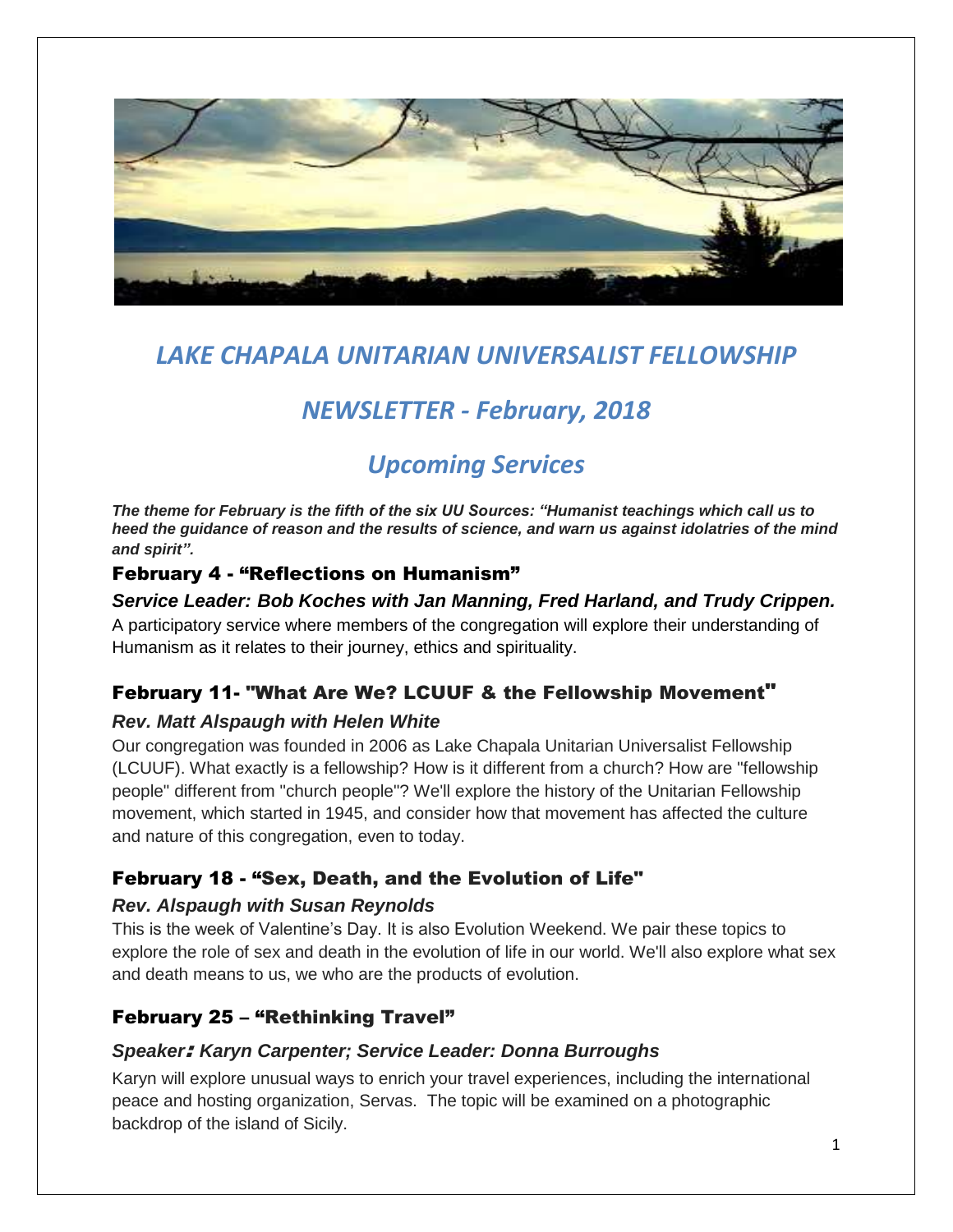# *LAKE CHAPALA UNITARIAN UNIVERSALIST FELLOWSHIP*

## *NEWSLETTER - February, 2018*

## *Upcoming Services*

***The theme for February is the fifth of the six UU Sources: "Humanist teachings which call us to heed the guidance of reason and the results of science, and warn us against idolatries of the mind and spirit".***

### February 4 - "Reflections on Humanism"

***Service Leader: Bob Koches with Jan Manning, Fred Harland, and Trudy Crippen.***

A participatory service where members of the congregation will explore their understanding of Humanism as it relates to their journey, ethics and spirituality.

### February 11- "What Are We? LCUUF & the Fellowship Movement"

***Rev. Matt Alspaugh with Helen White***

Our congregation was founded in 2006 as Lake Chapala Unitarian Universalist Fellowship (LCUUF). What exactly is a fellowship? How is it different from a church? How are "fellowship people" different from "church people"? We'll explore the history of the Unitarian Fellowship movement, which started in 1945, and consider how that movement has affected the culture and nature of this congregation, even to today.

### February 18 - "Sex, Death, and the Evolution of Life"

***Rev. Alspaugh with Susan Reynolds***

This is the week of Valentine's Day. It is also Evolution Weekend. We pair these topics to explore the role of sex and death in the evolution of life in our world. We'll also explore what sex and death means to us, we who are the products of evolution.

### February 25 – "Rethinking Travel"

***Speaker: Karyn Carpenter; Service Leader: Donna Burroughs***

Karyn will explore unusual ways to enrich your travel experiences, including the international peace and hosting organization, Servas. The topic will be examined on a photographic backdrop of the island of Sicily.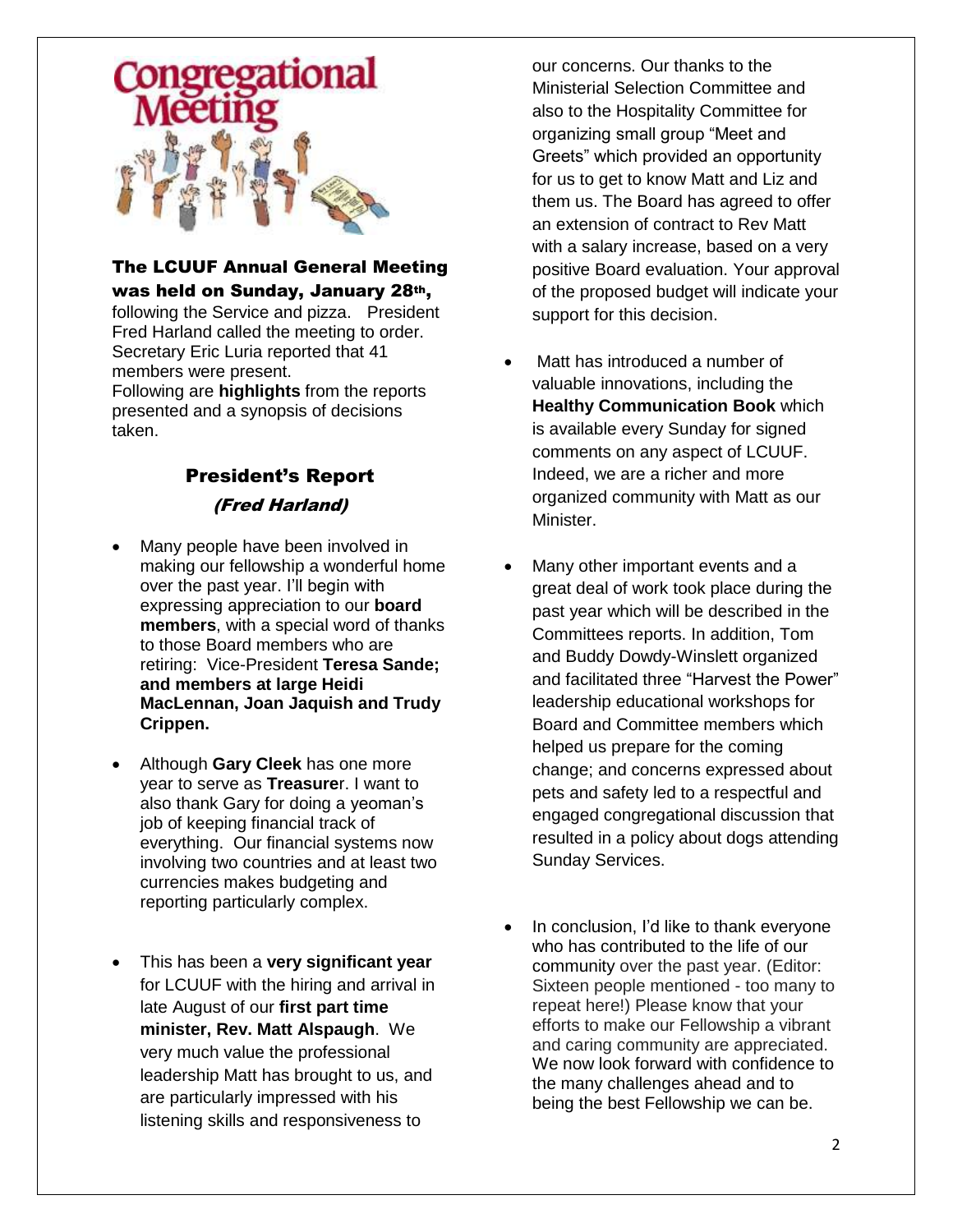**The LCUUF Annual General Meeting was held on Sunday, January 28th,** following the Service and pizza. President Fred Harland called the meeting to order. Secretary Eric Luria reported that 41 members were present.
Following are **highlights** from the reports presented and a synopsis of decisions taken.

## President's Report

### *(Fred Harland)*

- Many people have been involved in making our fellowship a wonderful home over the past year. I'll begin with expressing appreciation to our **board members**, with a special word of thanks to those Board members who are retiring: Vice-President **Teresa Sande; and members at large Heidi MacLennan, Joan Jaquish and Trudy Crippen.**

- Although **Gary Cleek** has one more year to serve as **Treasure**r. I want to also thank Gary for doing a yeoman's job of keeping financial track of everything. Our financial systems now involving two countries and at least two currencies makes budgeting and reporting particularly complex.

- This has been a **very significant year** for LCUUF with the hiring and arrival in late August of our **first part time minister, Rev. Matt Alspaugh**. We very much value the professional leadership Matt has brought to us, and are particularly impressed with his listening skills and responsiveness to our concerns. Our thanks to the Ministerial Selection Committee and also to the Hospitality Committee for organizing small group "Meet and Greets" which provided an opportunity for us to get to know Matt and Liz and them us. The Board has agreed to offer an extension of contract to Rev Matt with a salary increase, based on a very positive Board evaluation. Your approval of the proposed budget will indicate your support for this decision.

- Matt has introduced a number of valuable innovations, including the **Healthy Communication Book** which is available every Sunday for signed comments on any aspect of LCUUF. Indeed, we are a richer and more organized community with Matt as our Minister.

- Many other important events and a great deal of work took place during the past year which will be described in the Committees reports. In addition, Tom and Buddy Dowdy-Winslett organized and facilitated three "Harvest the Power" leadership educational workshops for Board and Committee members which helped us prepare for the coming change; and concerns expressed about pets and safety led to a respectful and engaged congregational discussion that resulted in a policy about dogs attending Sunday Services.

- In conclusion, I'd like to thank everyone who has contributed to the life of our community over the past year. (Editor: Sixteen people mentioned - too many to repeat here!) Please know that your efforts to make our Fellowship a vibrant and caring community are appreciated. We now look forward with confidence to the many challenges ahead and to being the best Fellowship we can be.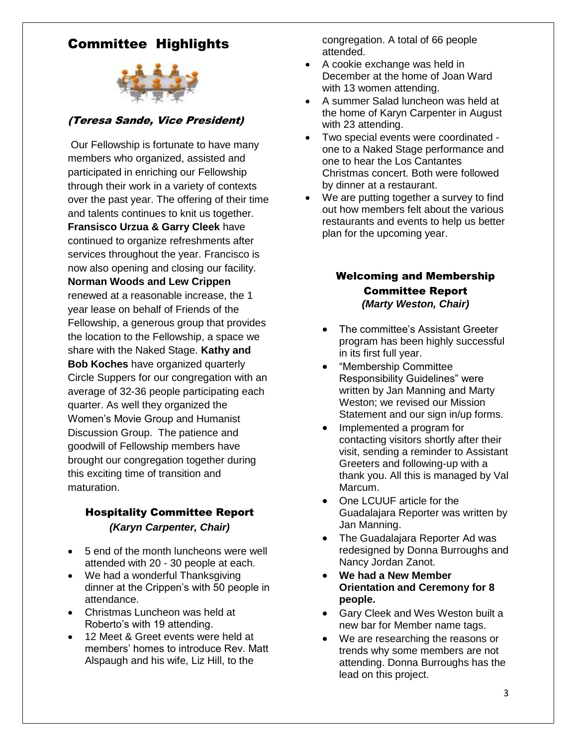# Committee Highlights

### *(Teresa Sande, Vice President)*

Our Fellowship is fortunate to have many members who organized, assisted and participated in enriching our Fellowship through their work in a variety of contexts over the past year. The offering of their time and talents continues to knit us together. **Fransisco Urzua & Garry Cleek** have continued to organize refreshments after services throughout the year. Francisco is now also opening and closing our facility. **Norman Woods and Lew Crippen** renewed at a reasonable increase, the 1 year lease on behalf of Friends of the Fellowship, a generous group that provides the location to the Fellowship, a space we share with the Naked Stage. **Kathy and Bob Koches** have organized quarterly Circle Suppers for our congregation with an average of 32-36 people participating each quarter. As well they organized the Women's Movie Group and Humanist Discussion Group. The patience and goodwill of Fellowship members have brought our congregation together during this exciting time of transition and maturation.

## Hospitality Committee Report
***(Karyn Carpenter, Chair)***

- 5 end of the month luncheons were well attended with 20 - 30 people at each.
- We had a wonderful Thanksgiving dinner at the Crippen's with 50 people in attendance.
- Christmas Luncheon was held at Roberto's with 19 attending.
- 12 Meet & Greet events were held at members' homes to introduce Rev. Matt Alspaugh and his wife, Liz Hill, to the congregation. A total of 66 people attended.
- A cookie exchange was held in December at the home of Joan Ward with 13 women attending.
- A summer Salad luncheon was held at the home of Karyn Carpenter in August with 23 attending.
- Two special events were coordinated - one to a Naked Stage performance and one to hear the Los Cantantes Christmas concert. Both were followed by dinner at a restaurant.
- We are putting together a survey to find out how members felt about the various restaurants and events to help us better plan for the upcoming year.

## Welcoming and Membership Committee Report
***(Marty Weston, Chair)***

- The committee's Assistant Greeter program has been highly successful in its first full year.
- "Membership Committee Responsibility Guidelines" were written by Jan Manning and Marty Weston; we revised our Mission Statement and our sign in/up forms.
- Implemented a program for contacting visitors shortly after their visit, sending a reminder to Assistant Greeters and following-up with a thank you. All this is managed by Val Marcum.
- One LCUUF article for the Guadalajara Reporter was written by Jan Manning.
- The Guadalajara Reporter Ad was redesigned by Donna Burroughs and Nancy Jordan Zanot.
- **We had a New Member Orientation and Ceremony for 8 people.**
- Gary Cleek and Wes Weston built a new bar for Member name tags.
- We are researching the reasons or trends why some members are not attending. Donna Burroughs has the lead on this project.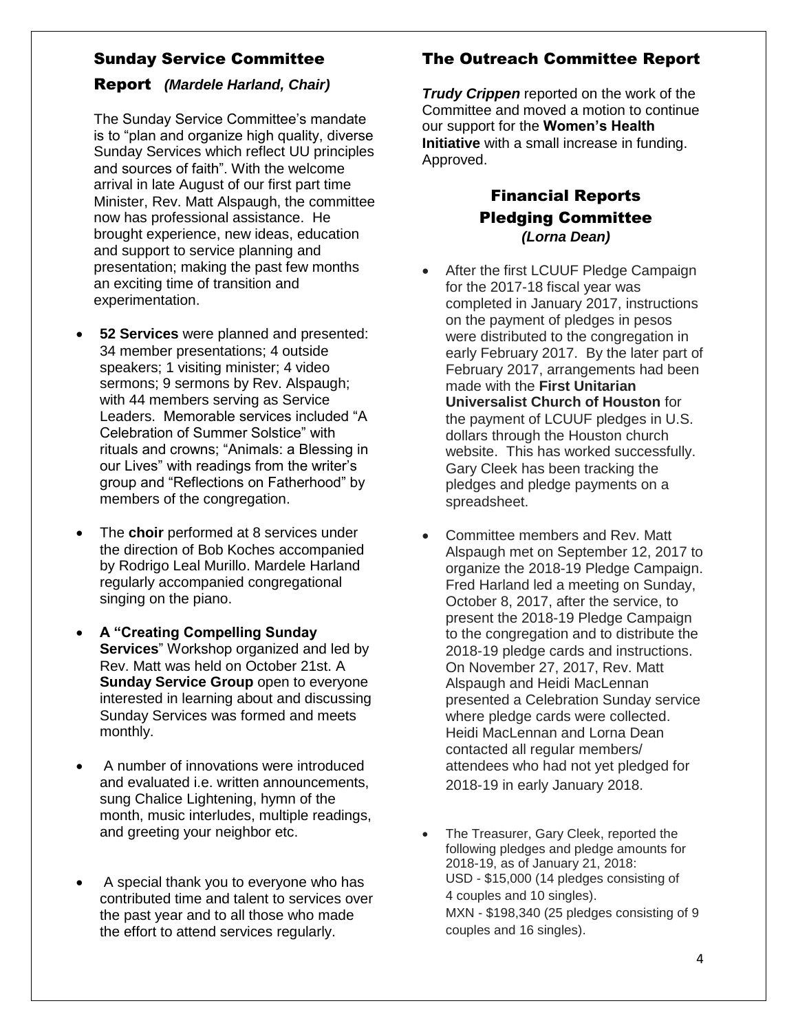## Sunday Service Committee Report *(Mardele Harland, Chair)*

The Sunday Service Committee's mandate is to "plan and organize high quality, diverse Sunday Services which reflect UU principles and sources of faith". With the welcome arrival in late August of our first part time Minister, Rev. Matt Alspaugh, the committee now has professional assistance. He brought experience, new ideas, education and support to service planning and presentation; making the past few months an exciting time of transition and experimentation.

- **52 Services** were planned and presented: 34 member presentations; 4 outside speakers; 1 visiting minister; 4 video sermons; 9 sermons by Rev. Alspaugh; with 44 members serving as Service Leaders. Memorable services included "A Celebration of Summer Solstice" with rituals and crowns; "Animals: a Blessing in our Lives" with readings from the writer's group and "Reflections on Fatherhood" by members of the congregation.
- The **choir** performed at 8 services under the direction of Bob Koches accompanied by Rodrigo Leal Murillo. Mardele Harland regularly accompanied congregational singing on the piano.
- **A "Creating Compelling Sunday Services**" Workshop organized and led by Rev. Matt was held on October 21st. A **Sunday Service Group** open to everyone interested in learning about and discussing Sunday Services was formed and meets monthly.
- A number of innovations were introduced and evaluated i.e. written announcements, sung Chalice Lightening, hymn of the month, music interludes, multiple readings, and greeting your neighbor etc.
- A special thank you to everyone who has contributed time and talent to services over the past year and to all those who made the effort to attend services regularly.

## The Outreach Committee Report

***Trudy Crippen*** reported on the work of the Committee and moved a motion to continue our support for the **Women's Health Initiative** with a small increase in funding. Approved.

## Financial Reports
## Pledging Committee
***(Lorna Dean)***

- After the first LCUUF Pledge Campaign for the 2017-18 fiscal year was completed in January 2017, instructions on the payment of pledges in pesos were distributed to the congregation in early February 2017. By the later part of February 2017, arrangements had been made with the **First Unitarian Universalist Church of Houston** for the payment of LCUUF pledges in U.S. dollars through the Houston church website. This has worked successfully. Gary Cleek has been tracking the pledges and pledge payments on a spreadsheet.
- Committee members and Rev. Matt Alspaugh met on September 12, 2017 to organize the 2018-19 Pledge Campaign. Fred Harland led a meeting on Sunday, October 8, 2017, after the service, to present the 2018-19 Pledge Campaign to the congregation and to distribute the 2018-19 pledge cards and instructions. On November 27, 2017, Rev. Matt Alspaugh and Heidi MacLennan presented a Celebration Sunday service where pledge cards were collected. Heidi MacLennan and Lorna Dean contacted all regular members/ attendees who had not yet pledged for 2018-19 in early January 2018.
- The Treasurer, Gary Cleek, reported the following pledges and pledge amounts for 2018-19, as of January 21, 2018:
  USD - $15,000 (14 pledges consisting of 4 couples and 10 singles).
  MXN - $198,340 (25 pledges consisting of 9 couples and 16 singles).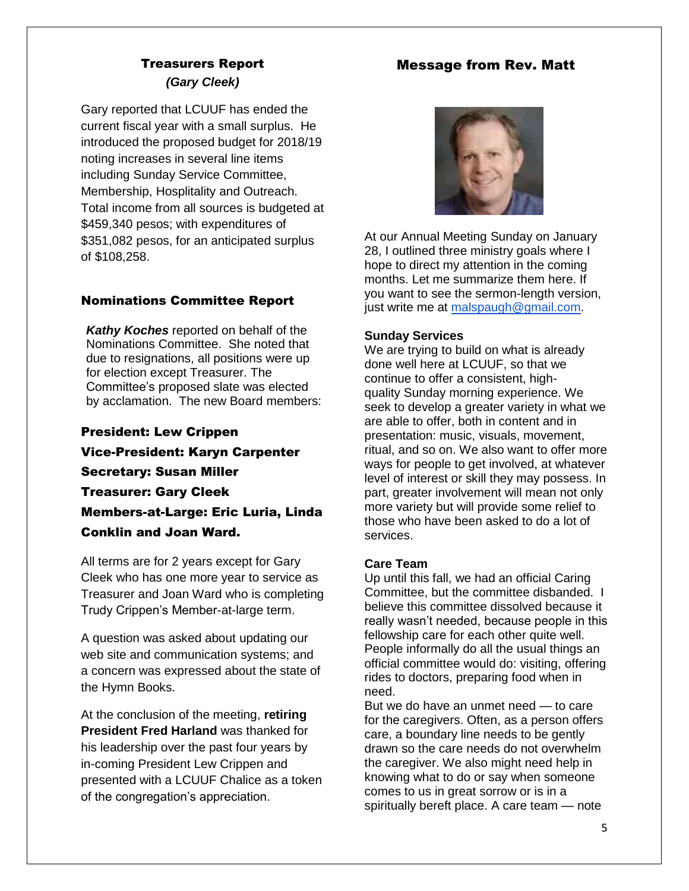## Treasurers Report

*(Gary Cleek)*

Gary reported that LCUUF has ended the current fiscal year with a small surplus. He introduced the proposed budget for 2018/19 noting increases in several line items including Sunday Service Committee, Membership, Hosplitality and Outreach. Total income from all sources is budgeted at $459,340 pesos; with expenditures of $351,082 pesos, for an anticipated surplus of $108,258.

## Nominations Committee Report

***Kathy Koches*** reported on behalf of the Nominations Committee. She noted that due to resignations, all positions were up for election except Treasurer. The Committee's proposed slate was elected by acclamation. The new Board members:

**President: Lew Crippen**
**Vice-President: Karyn Carpenter**
**Secretary: Susan Miller**
**Treasurer: Gary Cleek**
**Members-at-Large: Eric Luria, Linda Conklin and Joan Ward.**

All terms are for 2 years except for Gary Cleek who has one more year to service as Treasurer and Joan Ward who is completing Trudy Crippen's Member-at-large term.

A question was asked about updating our web site and communication systems; and a concern was expressed about the state of the Hymn Books.

At the conclusion of the meeting, **retiring President Fred Harland** was thanked for his leadership over the past four years by in-coming President Lew Crippen and presented with a LCUUF Chalice as a token of the congregation's appreciation.

## Message from Rev. Matt

At our Annual Meeting Sunday on January 28, I outlined three ministry goals where I hope to direct my attention in the coming months. Let me summarize them here. If you want to see the sermon-length version, just write me at malspaugh@gmail.com.

**Sunday Services**
We are trying to build on what is already done well here at LCUUF, so that we continue to offer a consistent, high-quality Sunday morning experience. We seek to develop a greater variety in what we are able to offer, both in content and in presentation: music, visuals, movement, ritual, and so on. We also want to offer more ways for people to get involved, at whatever level of interest or skill they may possess. In part, greater involvement will mean not only more variety but will provide some relief to those who have been asked to do a lot of services.

**Care Team**
Up until this fall, we had an official Caring Committee, but the committee disbanded. I believe this committee dissolved because it really wasn't needed, because people in this fellowship care for each other quite well. People informally do all the usual things an official committee would do: visiting, offering rides to doctors, preparing food when in need.
But we do have an unmet need — to care for the caregivers. Often, as a person offers care, a boundary line needs to be gently drawn so the care needs do not overwhelm the caregiver. We also might need help in knowing what to do or say when someone comes to us in great sorrow or is in a spiritually bereft place. A care team — note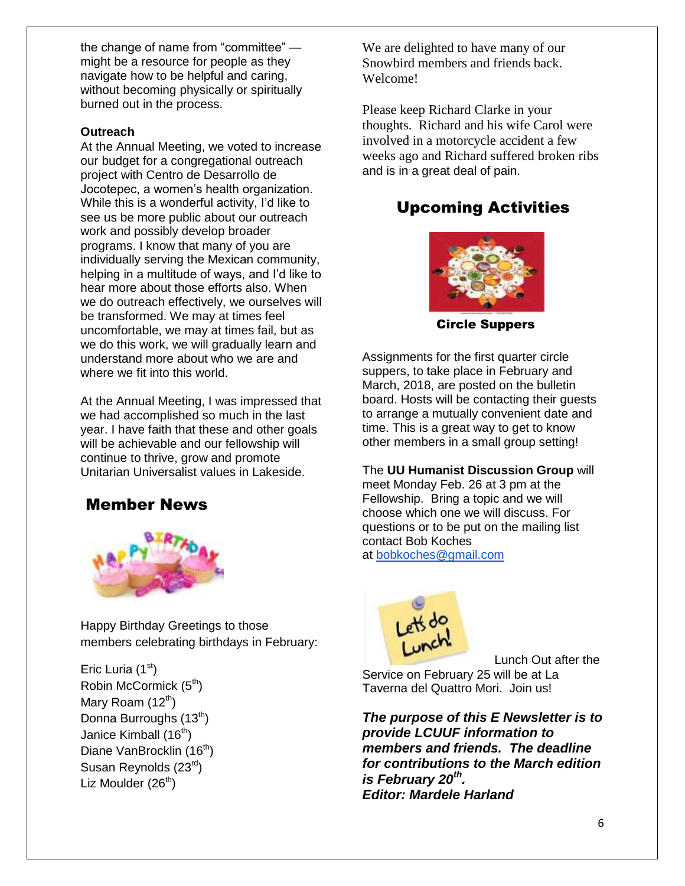the change of name from "committee" — might be a resource for people as they navigate how to be helpful and caring, without becoming physically or spiritually burned out in the process.

**Outreach**

At the Annual Meeting, we voted to increase our budget for a congregational outreach project with Centro de Desarrollo de Jocotepec, a women's health organization. While this is a wonderful activity, I'd like to see us be more public about our outreach work and possibly develop broader programs. I know that many of you are individually serving the Mexican community, helping in a multitude of ways, and I'd like to hear more about those efforts also. When we do outreach effectively, we ourselves will be transformed. We may at times feel uncomfortable, we may at times fail, but as we do this work, we will gradually learn and understand more about who we are and where we fit into this world.

At the Annual Meeting, I was impressed that we had accomplished so much in the last year. I have faith that these and other goals will be achievable and our fellowship will continue to thrive, grow and promote Unitarian Universalist values in Lakeside.

## Member News

Happy Birthday Greetings to those members celebrating birthdays in February:

Eric Luria (1st)
Robin McCormick (5th)
Mary Roam (12th)
Donna Burroughs (13th)
Janice Kimball (16th)
Diane VanBrocklin (16th)
Susan Reynolds (23rd)
Liz Moulder (26th)

We are delighted to have many of our Snowbird members and friends back. Welcome!

Please keep Richard Clarke in your thoughts. Richard and his wife Carol were involved in a motorcycle accident a few weeks ago and Richard suffered broken ribs and is in a great deal of pain.

## Upcoming Activities

**Circle Suppers**

Assignments for the first quarter circle suppers, to take place in February and March, 2018, are posted on the bulletin board. Hosts will be contacting their guests to arrange a mutually convenient date and time. This is a great way to get to know other members in a small group setting!

The **UU Humanist Discussion Group** will meet Monday Feb. 26 at 3 pm at the Fellowship. Bring a topic and we will choose which one we will discuss. For questions or to be put on the mailing list contact Bob Koches at bobkoches@gmail.com

Lunch Out after the Service on February 25 will be at La Taverna del Quattro Mori. Join us!

***The purpose of this E Newsletter is to provide LCUUF information to members and friends. The deadline for contributions to the March edition is February 20th.***
***Editor: Mardele Harland***